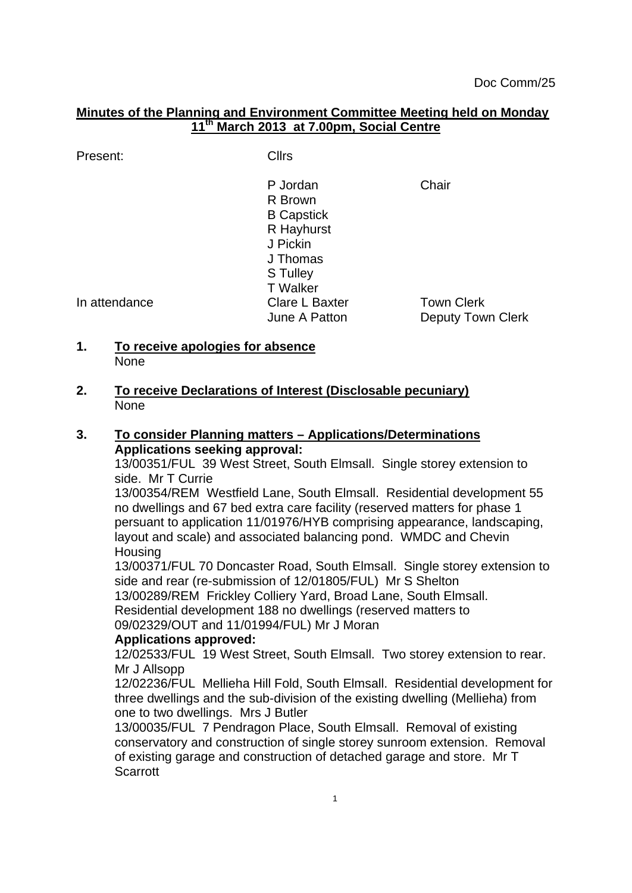Doc Comm/25

**Minutes of the Planning and Environment Committee Meeting held on Monday 11th March 2013 at 7.00pm, Social Centre**

| | | |
|---|---|---|
| Present: | Cllrs | |
| | P Jordan | Chair |
| | R Brown | |
| | B Capstick | |
| | R Hayhurst | |
| | J Pickin | |
| | J Thomas | |
| | S Tulley | |
| | T Walker | |
| In attendance | Clare L Baxter | Town Clerk |
| | June A Patton | Deputy Town Clerk |

**1. To receive apologies for absence**

None

**2. To receive Declarations of Interest (Disclosable pecuniary)**

None

**3. To consider Planning matters – Applications/Determinations**

**Applications seeking approval:**

13/00351/FUL 39 West Street, South Elmsall. Single storey extension to side. Mr T Currie

13/00354/REM Westfield Lane, South Elmsall. Residential development 55 no dwellings and 67 bed extra care facility (reserved matters for phase 1 persuant to application 11/01976/HYB comprising appearance, landscaping, layout and scale) and associated balancing pond. WMDC and Chevin Housing

13/00371/FUL 70 Doncaster Road, South Elmsall. Single storey extension to side and rear (re-submission of 12/01805/FUL) Mr S Shelton

13/00289/REM Frickley Colliery Yard, Broad Lane, South Elmsall. Residential development 188 no dwellings (reserved matters to 09/02329/OUT and 11/01994/FUL) Mr J Moran

**Applications approved:**

12/02533/FUL 19 West Street, South Elmsall. Two storey extension to rear. Mr J Allsopp

12/02236/FUL Mellieha Hill Fold, South Elmsall. Residential development for three dwellings and the sub-division of the existing dwelling (Mellieha) from one to two dwellings. Mrs J Butler

13/00035/FUL 7 Pendragon Place, South Elmsall. Removal of existing conservatory and construction of single storey sunroom extension. Removal of existing garage and construction of detached garage and store. Mr T Scarrott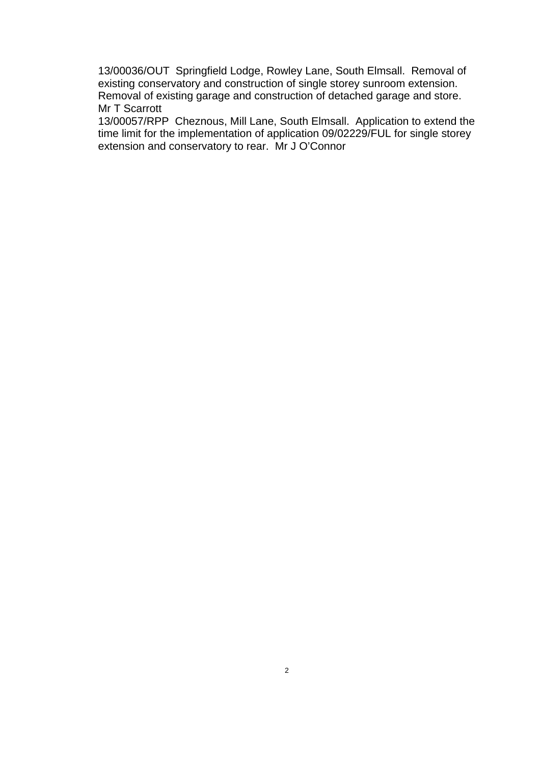13/00036/OUT  Springfield Lodge, Rowley Lane, South Elmsall.  Removal of existing conservatory and construction of single storey sunroom extension. Removal of existing garage and construction of detached garage and store. Mr T Scarrott

13/00057/RPP  Cheznous, Mill Lane, South Elmsall.  Application to extend the time limit for the implementation of application 09/02229/FUL for single storey extension and conservatory to rear.  Mr J O'Connor